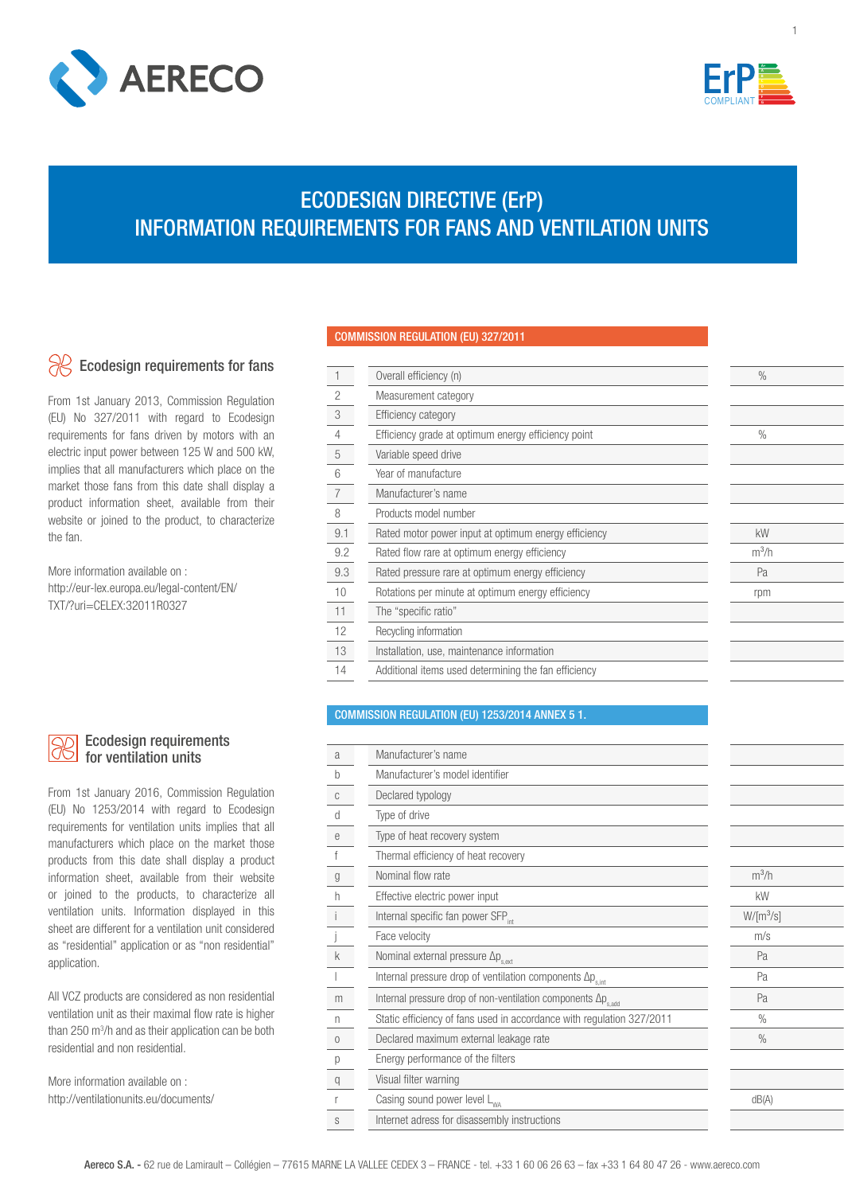# ECODESIGN DIRECTIVE (ErP)
# INFORMATION REQUIREMENTS FOR FANS AND VENTILATION UNITS

## Ecodesign requirements for fans

From 1st January 2013, Commission Regulation (EU) No 327/2011 with regard to Ecodesign requirements for fans driven by motors with an electric input power between 125 W and 500 kW, implies that all manufacturers which place on the market those fans from this date shall display a product information sheet, available from their website or joined to the product, to characterize the fan.

More information available on :
http://eur-lex.europa.eu/legal-content/EN/TXT/?uri=CELEX:32011R0327

### COMMISSION REGULATION (EU) 327/2011

| | | |
|---|---|---|
| 1 | Overall efficiency (n) | % |
| 2 | Measurement category | |
| 3 | Efficiency category | |
| 4 | Efficiency grade at optimum energy efficiency point | % |
| 5 | Variable speed drive | |
| 6 | Year of manufacture | |
| 7 | Manufacturer's name | |
| 8 | Products model number | |
| 9.1 | Rated motor power input at optimum energy efficiency | kW |
| 9.2 | Rated flow rare at optimum energy efficiency | $m^3/h$ |
| 9.3 | Rated pressure rare at optimum energy efficiency | Pa |
| 10 | Rotations per minute at optimum energy efficiency | rpm |
| 11 | The "specific ratio" | |
| 12 | Recycling information | |
| 13 | Installation, use, maintenance information | |
| 14 | Additional items used determining the fan efficiency | |

## Ecodesign requirements for ventilation units

From 1st January 2016, Commission Regulation (EU) No 1253/2014 with regard to Ecodesign requirements for ventilation units implies that all manufacturers which place on the market those products from this date shall display a product information sheet, available from their website or joined to the products, to characterize all ventilation units. Information displayed in this sheet are different for a ventilation unit considered as "residential" application or as "non residential" application.

All VCZ products are considered as non residential ventilation unit as their maximal flow rate is higher than 250 $m^3/h$ and as their application can be both residential and non residential.

More information available on :
http://ventilationunits.eu/documents/

### COMMISSION REGULATION (EU) 1253/2014 ANNEX 5 1.

| | | |
|---|---|---|
| a | Manufacturer's name | |
| b | Manufacturer's model identifier | |
| c | Declared typology | |
| d | Type of drive | |
| e | Type of heat recovery system | |
| f | Thermal efficiency of heat recovery | |
| g | Nominal flow rate | $m^3/h$ |
| h | Effective electric power input | kW |
| i | Internal specific fan power $SFP_{int}$ | $W/[m^3/s]$ |
| j | Face velocity | m/s |
| k | Nominal external pressure $\Delta p_{s,ext}$ | Pa |
| l | Internal pressure drop of ventilation components $\Delta p_{s,int}$ | Pa |
| m | Internal pressure drop of non-ventilation components $\Delta p_{s,add}$ | Pa |
| n | Static efficiency of fans used in accordance with regulation 327/2011 | % |
| o | Declared maximum external leakage rate | % |
| p | Energy performance of the filters | |
| q | Visual filter warning | |
| r | Casing sound power level $L_{WA}$ | dB(A) |
| s | Internet adress for disassembly instructions | |

**Aereco S.A.** - 62 rue de Lamirault – Collégien – 77615 MARNE LA VALLEE CEDEX 3 – FRANCE - tel. +33 1 60 06 26 63 – fax +33 1 64 80 47 26 - www.aereco.com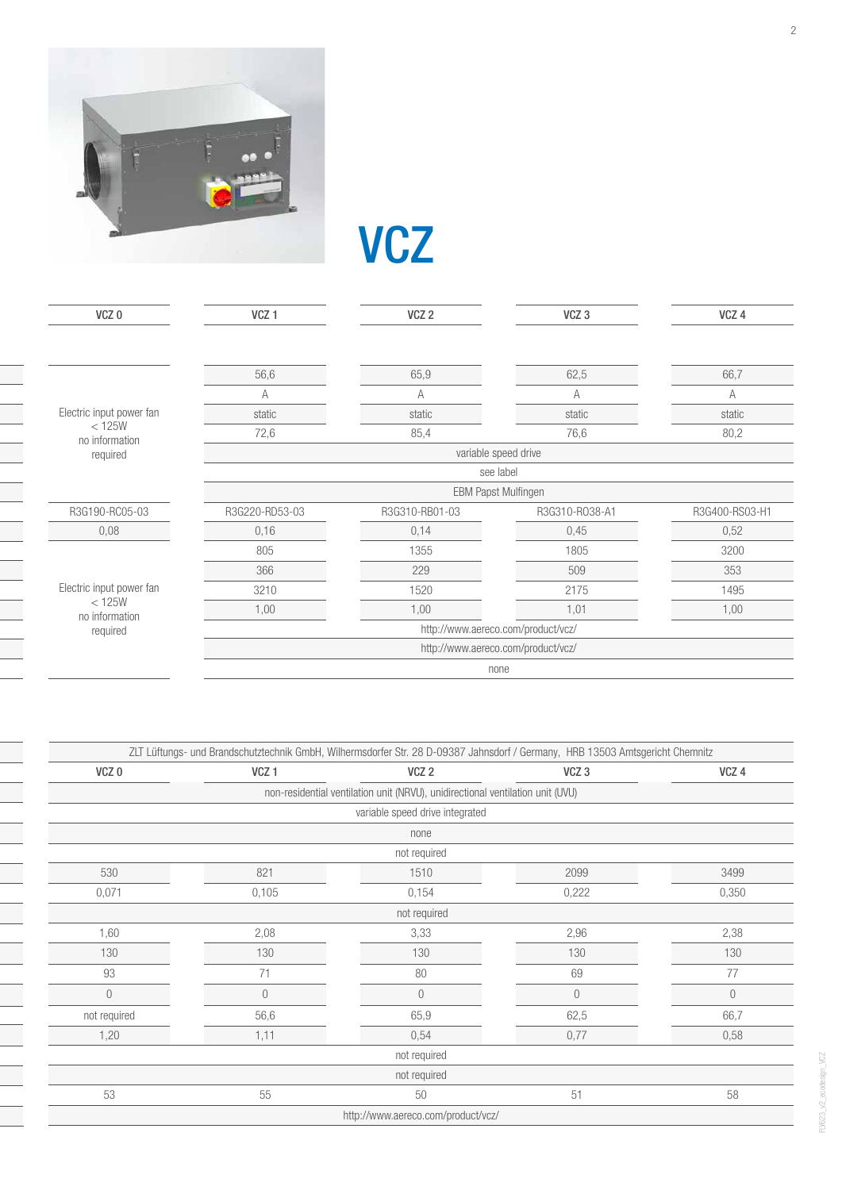# VCZ

| VCZ 0 | VCZ 1 | VCZ 2 | VCZ 3 | VCZ 4 |
|---|---|---|---|---|
| Electric input power fan < 125W no information required | 56,6 | 65,9 | 62,5 | 66,7 |
| | A | A | A | A |
| | static | static | static | static |
| | 72,6 | 85,4 | 76,6 | 80,2 |
| | variable speed drive | | | |
| | see label | | | |
| | EBM Papst Mulfingen | | | |
| R3G190-RC05-03 | R3G220-RD53-03 | R3G310-RB01-03 | R3G310-RO38-A1 | R3G400-RS03-H1 |
| 0,08 | 0,16 | 0,14 | 0,45 | 0,52 |
| Electric input power fan < 125W no information required | 805 | 1355 | 1805 | 3200 |
| | 366 | 229 | 509 | 353 |
| | 3210 | 1520 | 2175 | 1495 |
| | 1,00 | 1,00 | 1,01 | 1,00 |
| | http://www.aereco.com/product/vcz/ | | | |
| | http://www.aereco.com/product/vcz/ | | | |
| | none | | | |

| ZLT Lüftungs- und Brandschutztechnik GmbH, Wilhermsdorfer Str. 28 D-09387 Jahnsdorf / Germany, HRB 13503 Amtsgericht Chemnitz | | | | |
|---|---|---|---|---|
| VCZ 0 | VCZ 1 | VCZ 2 | VCZ 3 | VCZ 4 |
| non-residential ventilation unit (NRVU), unidirectional ventilation unit (UVU) | | | | |
| variable speed drive integrated | | | | |
| none | | | | |
| not required | | | | |
| 530 | 821 | 1510 | 2099 | 3499 |
| 0,071 | 0,105 | 0,154 | 0,222 | 0,350 |
| not required | | | | |
| 1,60 | 2,08 | 3,33 | 2,96 | 2,38 |
| 130 | 130 | 130 | 130 | 130 |
| 93 | 71 | 80 | 69 | 77 |
| 0 | 0 | 0 | 0 | 0 |
| not required | 56,6 | 65,9 | 62,5 | 66,7 |
| 1,20 | 1,11 | 0,54 | 0,77 | 0,58 |
| not required | | | | |
| not required | | | | |
| 53 | 55 | 50 | 51 | 58 |
| http://www.aereco.com/product/vcz/ | | | | |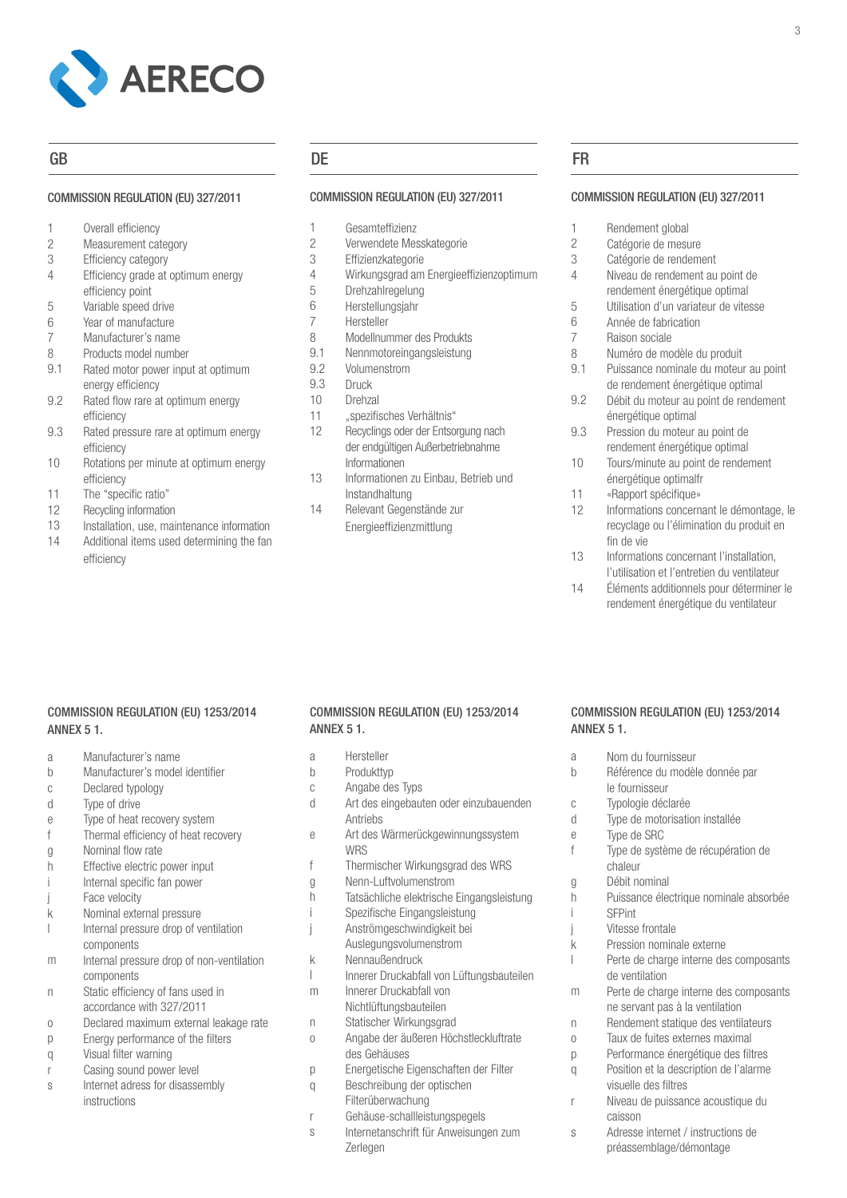AERECO

## GB

### COMMISSION REGULATION (EU) 327/2011

1. Overall efficiency
2. Measurement category
3. Efficiency category
4. Efficiency grade at optimum energy efficiency point
5. Variable speed drive
6. Year of manufacture
7. Manufacturer's name
8. Products model number
9.1 Rated motor power input at optimum energy efficiency
9.2 Rated flow rare at optimum energy efficiency
9.3 Rated pressure rare at optimum energy efficiency
10. Rotations per minute at optimum energy efficiency
11. The "specific ratio"
12. Recycling information
13. Installation, use, maintenance information
14. Additional items used determining the fan efficiency

### COMMISSION REGULATION (EU) 1253/2014 ANNEX 5 1.

a. Manufacturer's name
b. Manufacturer's model identifier
c. Declared typology
d. Type of drive
e. Type of heat recovery system
f. Thermal efficiency of heat recovery
g. Nominal flow rate
h. Effective electric power input
i. Internal specific fan power
j. Face velocity
k. Nominal external pressure
l. Internal pressure drop of ventilation components
m. Internal pressure drop of non-ventilation components
n. Static efficiency of fans used in accordance with 327/2011
o. Declared maximum external leakage rate
p. Energy performance of the filters
q. Visual filter warning
r. Casing sound power level
s. Internet adress for disassembly instructions

## DE

### COMMISSION REGULATION (EU) 327/2011

1. Gesamteffizienz
2. Verwendete Messkategorie
3. Effizienzkategorie
4. Wirkungsgrad am Energieeffizienzoptimum
5. Drehzahlregelung
6. Herstellungsjahr
7. Hersteller
8. Modellnummer des Produkts
9.1 Nennmotoreingangsleistung
9.2 Volumenstrom
9.3 Druck
10. Drehzal
11. „spezifisches Verhältnis"
12. Recyclings oder der Entsorgung nach der endgültigen Außerbetriebnahme Informationen
13. Informationen zu Einbau, Betrieb und Instandhaltung
14. Relevant Gegenstände zur Energieeffizienzmittlung

### COMMISSION REGULATION (EU) 1253/2014 ANNEX 5 1.

a. Hersteller
b. Produkttyp
c. Angabe des Typs
d. Art des eingebauten oder einzubauenden Antriebs
e. Art des Wärmerückgewinnungssystem WRS
f. Thermischer Wirkungsgrad des WRS
g. Nenn-Luftvolumenstrom
h. Tatsächliche elektrische Eingangsleistung
i. Spezifische Eingangsleistung
j. Anströmgeschwindigkeit bei Auslegungsvolumenstrom
k. Nennaußendruck
l. Innerer Druckabfall von Lüftungsbauteilen
m. Innerer Druckabfall von Nichtlüftungsbauteilen
n. Statischer Wirkungsgrad
o. Angabe der äußeren Höchstleckluftrate des Gehäuses
p. Energetische Eigenschaften der Filter
q. Beschreibung der optischen Filterüberwachung
r. Gehäuse-schallleistungspegels
s. Internetanschrift für Anweisungen zum Zerlegen

## FR

### COMMISSION REGULATION (EU) 327/2011

1. Rendement global
2. Catégorie de mesure
3. Catégorie de rendement
4. Niveau de rendement au point de rendement énergétique optimal
5. Utilisation d'un variateur de vitesse
6. Année de fabrication
7. Raison sociale
8. Numéro de modèle du produit
9.1 Puissance nominale du moteur au point de rendement énergétique optimal
9.2 Débit du moteur au point de rendement énergétique optimal
9.3 Pression du moteur au point de rendement énergétique optimal
10. Tours/minute au point de rendement énergétique optimalfr
11. «Rapport spécifique»
12. Informations concernant le démontage, le recyclage ou l'élimination du produit en fin de vie
13. Informations concernant l'installation, l'utilisation et l'entretien du ventilateur
14. Éléments additionnels pour déterminer le rendement énergétique du ventilateur

### COMMISSION REGULATION (EU) 1253/2014 ANNEX 5 1.

a. Nom du fournisseur
b. Référence du modèle donnée par le fournisseur
c. Typologie déclarée
d. Type de motorisation installée
e. Type de SRC
f. Type de système de récupération de chaleur
g. Débit nominal
h. Puissance électrique nominale absorbée
i. SFPint
j. Vitesse frontale
k. Pression nominale externe
l. Perte de charge interne des composants de ventilation
m. Perte de charge interne des composants ne servant pas à la ventilation
n. Rendement statique des ventilateurs
o. Taux de fuites externes maximal
p. Performance énergétique des filtres
q. Position et la description de l'alarme visuelle des filtres
r. Niveau de puissance acoustique du caisson
s. Adresse internet / instructions de préassemblage/démontage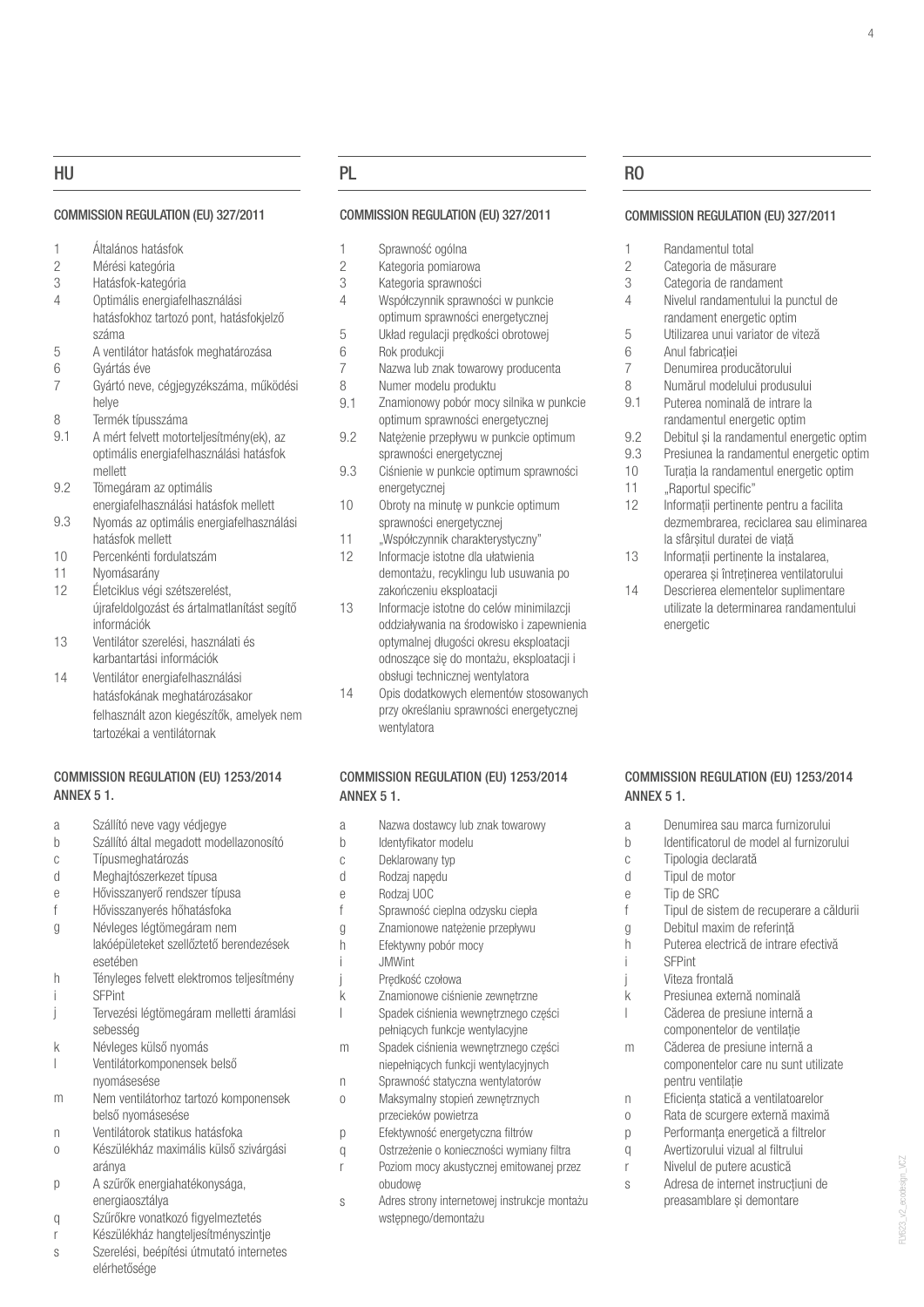## HU

### COMMISSION REGULATION (EU) 327/2011

1. Általános hatásfok
2. Mérési kategória
3. Hatásfok-kategória
4. Optimális energiafelhasználási hatásfokhoz tartozó pont, hatásfokjelző száma
5. A ventilátor hatásfok meghatározása
6. Gyártás éve
7. Gyártó neve, cégjegyzékszáma, működési helye
8. Termék típusszáma

9.1 A mért felvett motorteljesítmény(ek), az optimális energiafelhasználási hatásfok mellett
9.2 Tömegáram az optimális energiafelhasználási hatásfok mellett
9.3 Nyomás az optimális energiafelhasználási hatásfok mellett

10. Percenkénti fordulatszám
11. Nyomásarány
12. Életciklus végi szétszerelést, újrafeldolgozást és ártalmatlanítást segítő információk
13. Ventilátor szerelési, használati és karbantartási információk
14. Ventilátor energiafelhasználási hatásfokának meghatározásakor felhasznált azon kiegészítők, amelyek nem tartozékai a ventilátornak

### COMMISSION REGULATION (EU) 1253/2014 ANNEX 5 1.

a. Szállító neve vagy védjegye
b. Szállító által megadott modellazonosító
c. Típusmeghatározás
d. Meghajtószerkezet típusa
e. Hővisszanyerő rendszer típusa
f. Hővisszanyerés hőhatásfoka
g. Névleges légtömegáram nem lakóépületeket szellőztető berendezések esetében
h. Ténylegesen felvett elektromos teljesítmény
i. SFPint
j. Tervezési légtömegáram melletti áramlási sebesség
k. Névleges külső nyomás
l. Ventilátorkomponensek belső nyomásesése
m. Nem ventilátorhoz tartozó komponensek belső nyomásesése
n. Ventilátorok statikus hatásfoka
o. Készülékház maximális külső szivárgási aránya
p. A szűrők energiahatékonysága, energiaosztálya
q. Szűrőkre vonatkozó figyelmeztetés
r. Készülékház hangteljesítményszintje
s. Szerelési, beépítési útmutató internetes elérhetősége

## PL

### COMMISSION REGULATION (EU) 327/2011

1. Sprawność ogólna
2. Kategoria pomiarowa
3. Kategoria sprawności
4. Współczynnik sprawności w punkcie optimum sprawności energetycznej
5. Układ regulacji prędkości obrotowej
6. Rok produkcji
7. Nazwa lub znak towarowy producenta
8. Numer modelu produktu

9.1 Znamionowy pobór mocy silnika w punkcie optimum sprawności energetycznej
9.2 Natężenie przepływu w punkcie optimum sprawności energetycznej
9.3 Ciśnienie w punkcie optimum sprawności energetycznej

10. Obroty na minutę w punkcie optimum sprawności energetycznej
11. „Współczynnik charakterystyczny"
12. Informacje istotne dla ułatwienia demontażu, recyklingu lub usuwania po zakończeniu eksploatacji
13. Informacje istotne do celów minimalizacji oddziaływania na środowisko i zapewnienia optymalnej długości okresu eksploatacji odnoszące się do montażu, eksploatacji i obsługi technicznej wentylatora
14. Opis dodatkowych elementów stosowanych przy określaniu sprawności energetycznej wentylatora

### COMMISSION REGULATION (EU) 1253/2014 ANNEX 5 1.

a. Nazwa dostawcy lub znak towarowy
b. Identyfikator modelu
c. Deklarowany typ
d. Rodzaj napędu
e. Rodzaj UOC
f. Sprawność cieplna odzysku ciepła
g. Znamionowe natężenie przepływu
h. Efektywny pobór mocy
i. JMWint
j. Prędkość czołowa
k. Znamionowe ciśnienie zewnętrzne
l. Spadek ciśnienia wewnętrznego części pełniących funkcje wentylacyjne
m. Spadek ciśnienia wewnętrznego części niepełniących funkcji wentylacyjnych
n. Sprawność statyczna wentylatorów
o. Maksymalny stopień zewnętrznych przecieków powietrza
p. Efektywność energetyczna filtrów
q. Ostrzeżenie o konieczności wymiany filtra
r. Poziom mocy akustycznej emitowanej przez obudowę
s. Adres strony internetowej instrukcje montażu wstępnego/demontażu

## RO

### COMMISSION REGULATION (EU) 327/2011

1. Randamentul total
2. Categoria de măsurare
3. Categoria de randament
4. Nivelul randamentului la punctul de randament energetic optim
5. Utilizarea unui variator de viteză
6. Anul fabricației
7. Denumirea producătorului
8. Numărul modelului produsului

9.1 Puterea nominală de intrare la randamentul energetic optim
9.2 Debitul și la randamentul energetic optim
9.3 Presiunea la randamentul energetic optim

10. Turația la randamentul energetic optim
11. „Raportul specific"
12. Informații pertinente pentru a facilita dezmembrarea, reciclarea sau eliminarea la sfârșitul duratei de viață
13. Informații pertinente la instalarea, operarea și întreținerea ventilatorului
14. Descrierea elementelor suplimentare utilizate la determinarea randamentului energetic

### COMMISSION REGULATION (EU) 1253/2014 ANNEX 5 1.

a. Denumirea sau marca furnizorului
b. Identificatorul de model al furnizorului
c. Tipologia declarată
d. Tipul de motor
e. Tip de SRC
f. Tipul de sistem de recuperare a căldurii
g. Debitul maxim de referință
h. Puterea electrică de intrare efectivă
i. SFPint
j. Viteza frontală
k. Presiunea externă nominală
l. Căderea de presiune internă a componentelor de ventilație
m. Căderea de presiune internă a componentelor care nu sunt utilizate pentru ventilație
n. Eficiența statică a ventilatoarelor
o. Rata de scurgere externă maximă
p. Performanța energetică a filtrelor
q. Avertizorului vizual al filtrului
r. Nivelul de putere acustică
s. Adresa de internet instrucțiuni de preasamblare și demontare